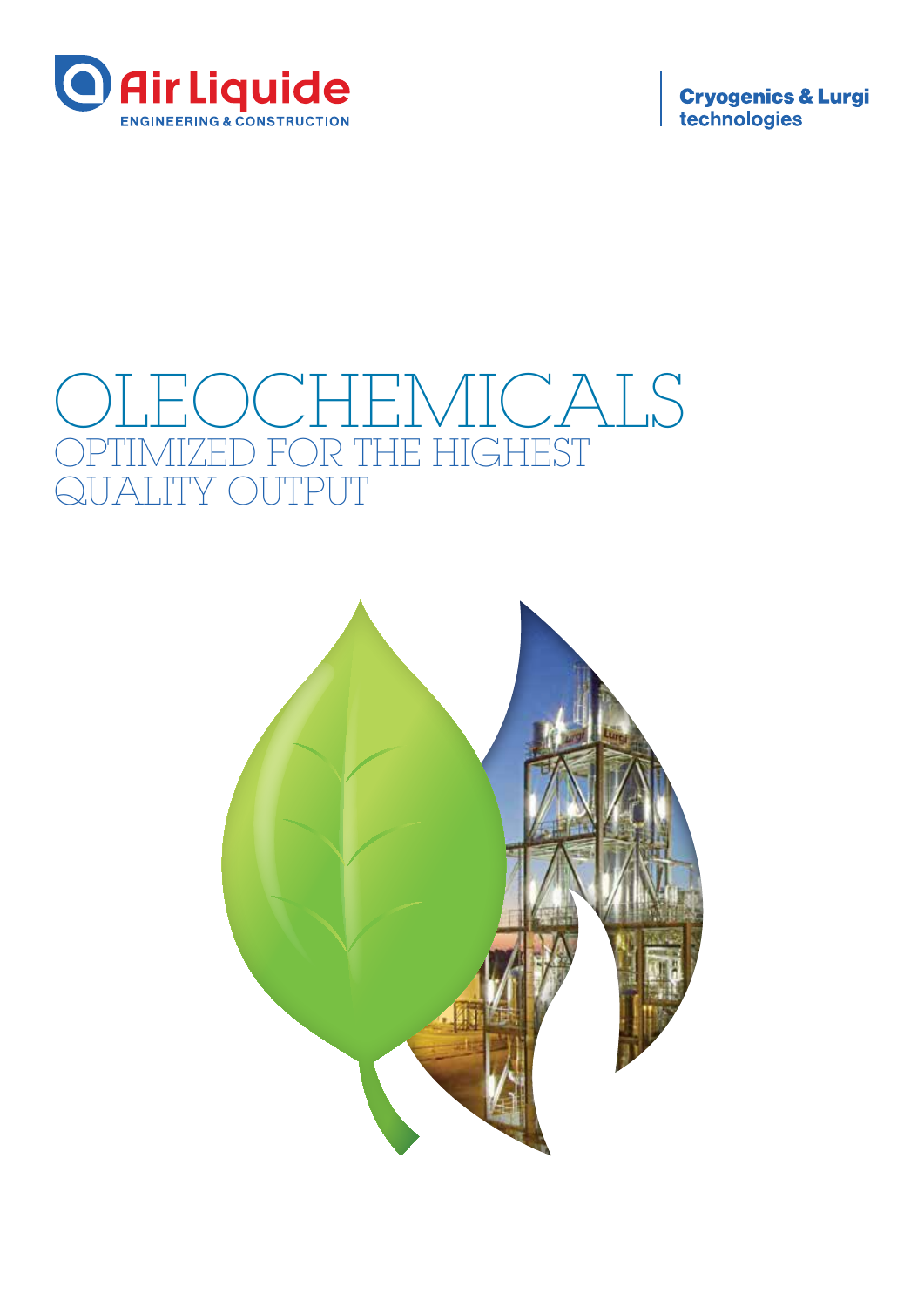Air Liquide

ENGINEERING & CONSTRUCTION

Cryogenics & Lurgi technologies

# OLEOCHEMICALS

## OPTIMIZED FOR THE HIGHEST QUALITY OUTPUT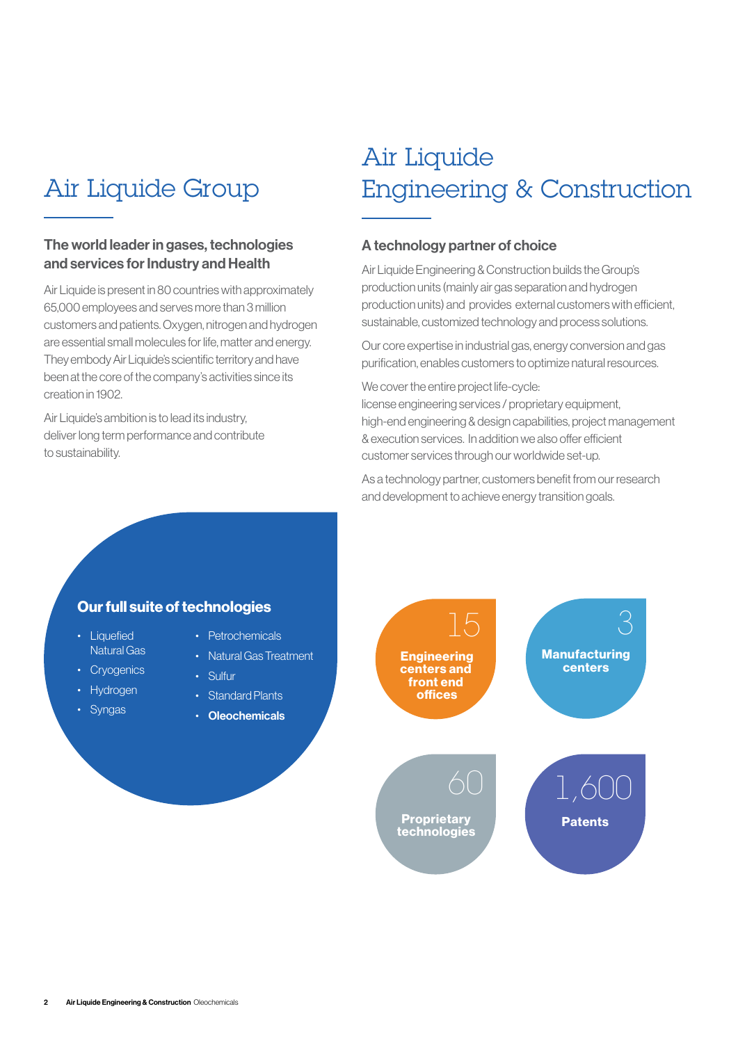# Air Liquide Group

## The world leader in gases, technologies and services for Industry and Health

Air Liquide is present in 80 countries with approximately 65,000 employees and serves more than 3 million customers and patients. Oxygen, nitrogen and hydrogen are essential small molecules for life, matter and energy. They embody Air Liquide's scientific territory and have been at the core of the company's activities since its creation in 1902.

Air Liquide's ambition is to lead its industry, deliver long term performance and contribute to sustainability.

# Air Liquide Engineering & Construction

## A technology partner of choice

Air Liquide Engineering & Construction builds the Group's production units (mainly air gas separation and hydrogen production units) and provides external customers with efficient, sustainable, customized technology and process solutions.

Our core expertise in industrial gas, energy conversion and gas purification, enables customers to optimize natural resources.

We cover the entire project life-cycle:
license engineering services / proprietary equipment, high-end engineering & design capabilities, project management & execution services. In addition we also offer efficient customer services through our worldwide set-up.

As a technology partner, customers benefit from our research and development to achieve energy transition goals.

## Our full suite of technologies

- Liquefied Natural Gas
- Cryogenics
- Hydrogen
- Syngas
- Petrochemicals
- Natural Gas Treatment
- Sulfur
- Standard Plants
- **Oleochemicals**

**15** Engineering centers and front end offices

**3** Manufacturing centers

**60** Proprietary technologies

**1,600** Patents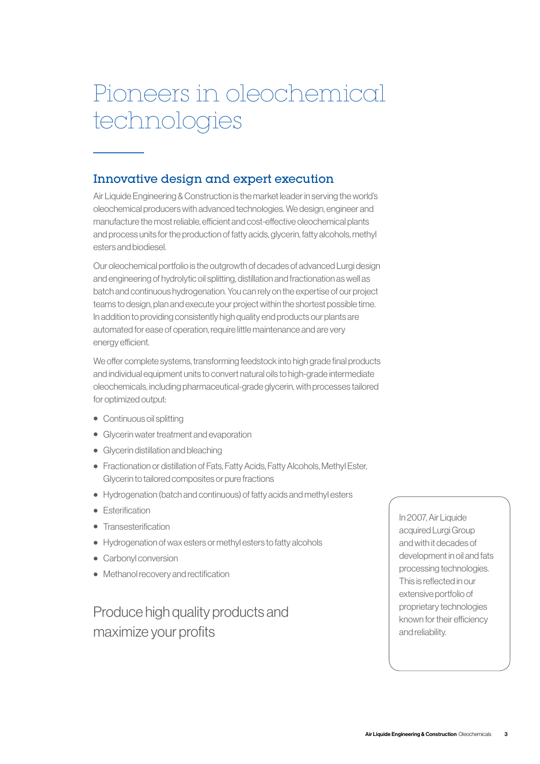# Pioneers in oleochemical technologies

## Innovative design and expert execution

Air Liquide Engineering & Construction is the market leader in serving the world's oleochemical producers with advanced technologies. We design, engineer and manufacture the most reliable, efficient and cost-effective oleochemical plants and process units for the production of fatty acids, glycerin, fatty alcohols, methyl esters and biodiesel.

Our oleochemical portfolio is the outgrowth of decades of advanced Lurgi design and engineering of hydrolytic oil splitting, distillation and fractionation as well as batch and continuous hydrogenation. You can rely on the expertise of our project teams to design, plan and execute your project within the shortest possible time. In addition to providing consistently high quality end products our plants are automated for ease of operation, require little maintenance and are very energy efficient.

We offer complete systems, transforming feedstock into high grade final products and individual equipment units to convert natural oils to high-grade intermediate oleochemicals, including pharmaceutical-grade glycerin, with processes tailored for optimized output:

- Continuous oil splitting
- Glycerin water treatment and evaporation
- Glycerin distillation and bleaching
- Fractionation or distillation of Fats, Fatty Acids, Fatty Alcohols, Methyl Ester, Glycerin to tailored composites or pure fractions
- Hydrogenation (batch and continuous) of fatty acids and methyl esters
- Esterification
- Transesterification
- Hydrogenation of wax esters or methyl esters to fatty alcohols
- Carbonyl conversion
- Methanol recovery and rectification

In 2007, Air Liquide acquired Lurgi Group and with it decades of development in oil and fats processing technologies. This is reflected in our extensive portfolio of proprietary technologies known for their efficiency and reliability.

## Produce high quality products and maximize your profits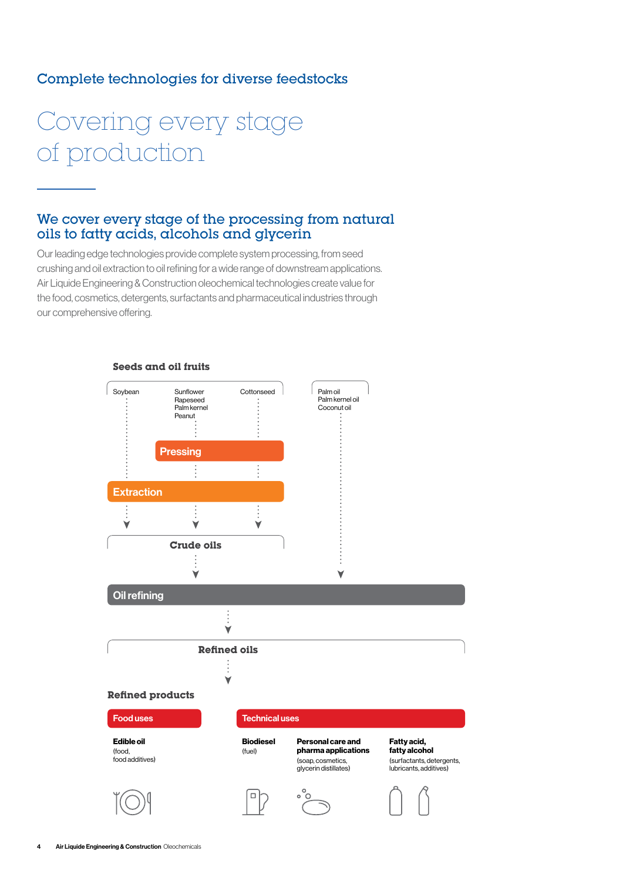## Complete technologies for diverse feedstocks

# Covering every stage of production

### We cover every stage of the processing from natural oils to fatty acids, alcohols and glycerin

Our leading edge technologies provide complete system processing, from seed crushing and oil extraction to oil refining for a wide range of downstream applications. Air Liquide Engineering & Construction oleochemical technologies create value for the food, cosmetics, detergents, surfactants and pharmaceutical industries through our comprehensive offering.

**Seeds and oil fruits**

Soybean

Sunflower
Rapeseed
Palm kernel
Peanut

Cottonseed

Palm oil
Palm kernel oil
Coconut oil

Pressing

Extraction

**Crude oils**

Oil refining

**Refined oils**

**Refined products**

Food uses

**Edible oil**
(food, food additives)

Technical uses

**Biodiesel**
(fuel)

**Personal care and pharma applications**
(soap, cosmetics, glycerin distillates)

**Fatty acid, fatty alcohol**
(surfactants, detergents, lubricants, additives)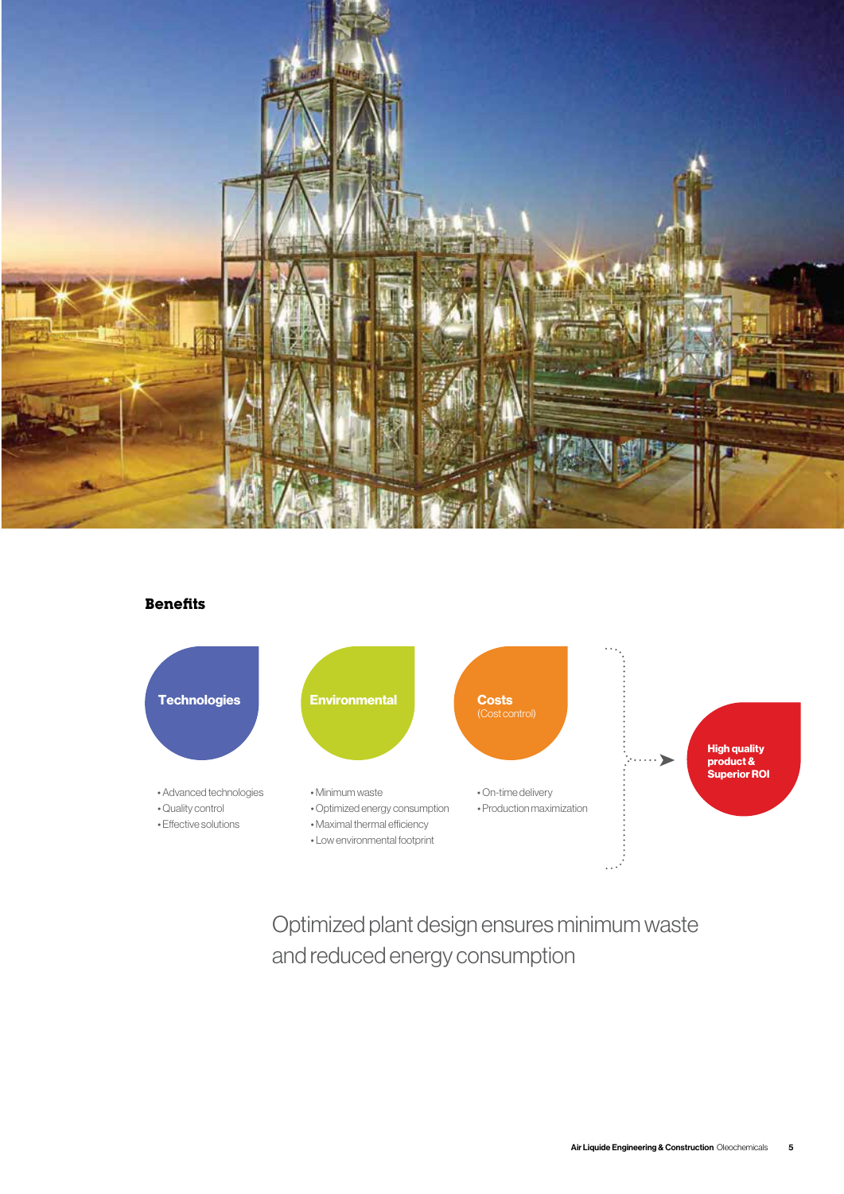## Benefits

**Technologies**

- Advanced technologies
- Quality control
- Effective solutions

**Environmental**

- Minimum waste
- Optimized energy consumption
- Maximal thermal efficiency
- Low environmental footprint

**Costs** (Cost control)

- On-time delivery
- Production maximization

**High quality product & Superior ROI**

Optimized plant design ensures minimum waste and reduced energy consumption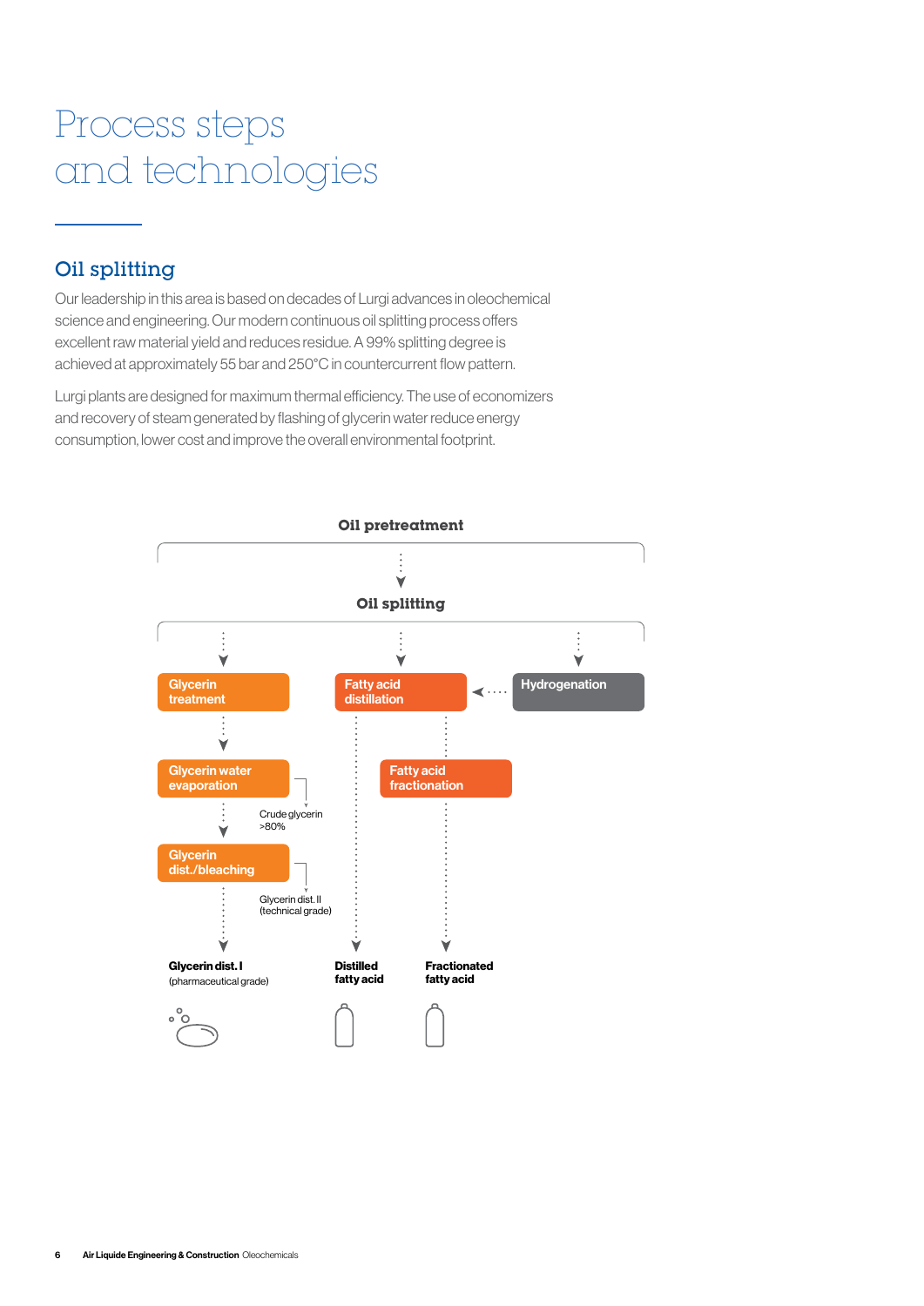# Process steps and technologies

## Oil splitting

Our leadership in this area is based on decades of Lurgi advances in oleochemical science and engineering. Our modern continuous oil splitting process offers excellent raw material yield and reduces residue. A 99% splitting degree is achieved at approximately 55 bar and 250°C in countercurrent flow pattern.

Lurgi plants are designed for maximum thermal efficiency. The use of economizers and recovery of steam generated by flashing of glycerin water reduce energy consumption, lower cost and improve the overall environmental footprint.

**Oil pretreatment**

**Oil splitting**

Glycerin treatment

Fatty acid distillation

Hydrogenation

Glycerin water evaporation

Fatty acid fractionation

Crude glycerin >80%

Glycerin dist./bleaching

Glycerin dist. II (technical grade)

**Glycerin dist. I** (pharmaceutical grade)

**Distilled fatty acid**

**Fractionated fatty acid**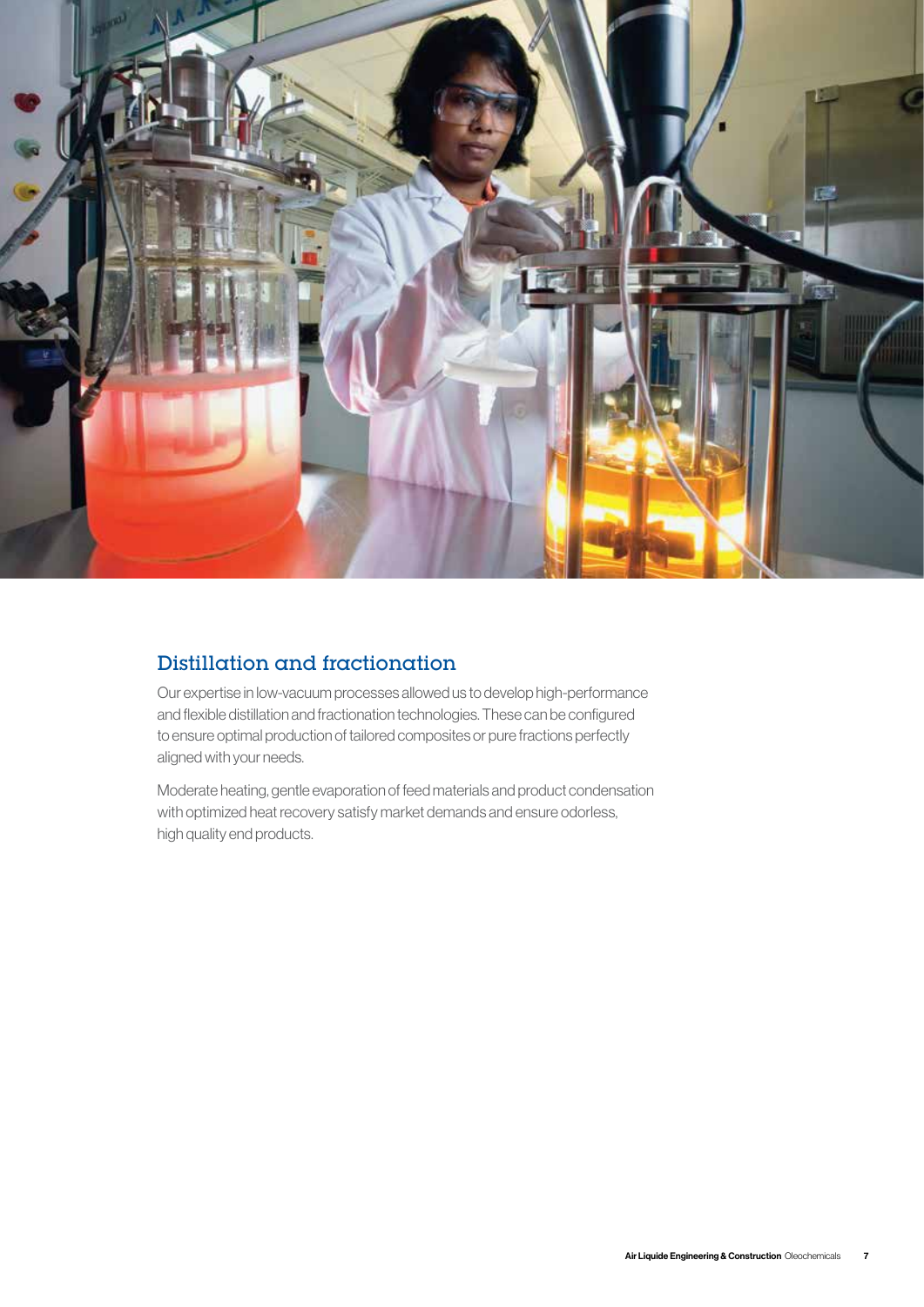## Distillation and fractionation

Our expertise in low-vacuum processes allowed us to develop high-performance and flexible distillation and fractionation technologies. These can be configured to ensure optimal production of tailored composites or pure fractions perfectly aligned with your needs.

Moderate heating, gentle evaporation of feed materials and product condensation with optimized heat recovery satisfy market demands and ensure odorless, high quality end products.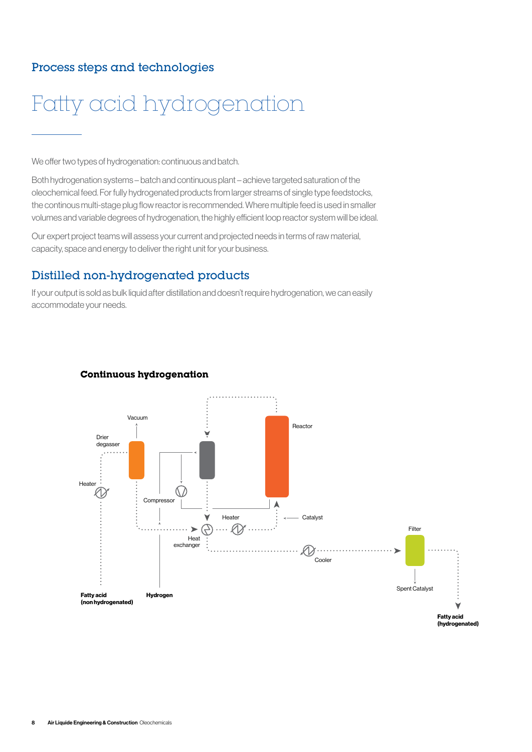## Process steps and technologies

# Fatty acid hydrogenation

We offer two types of hydrogenation: continuous and batch.

Both hydrogenation systems – batch and continuous plant – achieve targeted saturation of the oleochemical feed. For fully hydrogenated products from larger streams of single type feedstocks, the continous multi-stage plug flow reactor is recommended. Where multiple feed is used in smaller volumes and variable degrees of hydrogenation, the highly efficient loop reactor system will be ideal.

Our expert project teams will assess your current and projected needs in terms of raw material, capacity, space and energy to deliver the right unit for your business.

## Distilled non-hydrogenated products

If your output is sold as bulk liquid after distillation and doesn't require hydrogenation, we can easily accommodate your needs.

### Continuous hydrogenation

Vacuum

Drier degasser

Heater

Compressor

Reactor

Heater

Catalyst

Heat exchanger

Cooler

Filter

Spent Catalyst

**Fatty acid (non hydrogenated)**

**Hydrogen**

**Fatty acid (hydrogenated)**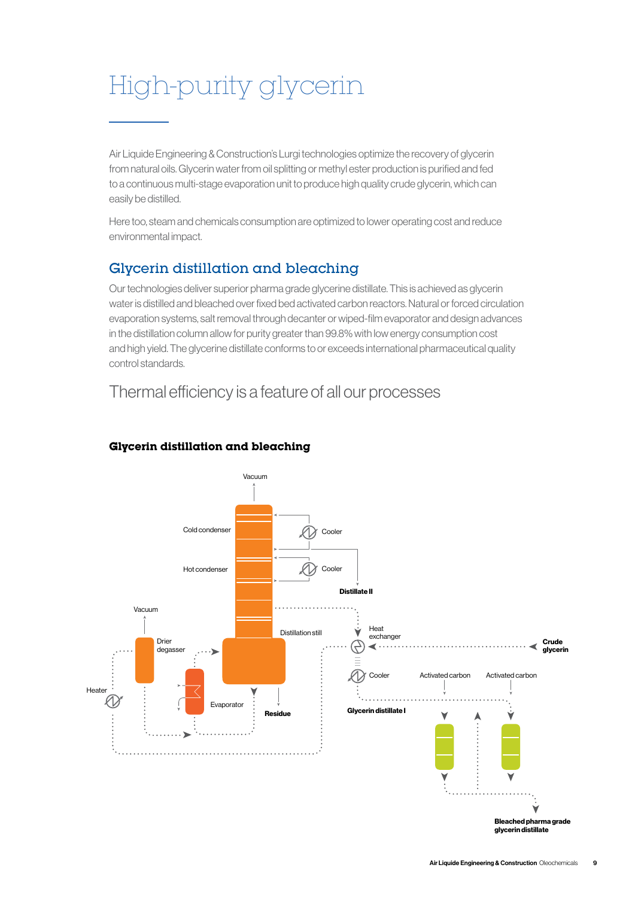# High-purity glycerin

Air Liquide Engineering & Construction's Lurgi technologies optimize the recovery of glycerin from natural oils. Glycerin water from oil splitting or methyl ester production is purified and fed to a continuous multi-stage evaporation unit to produce high quality crude glycerin, which can easily be distilled.

Here too, steam and chemicals consumption are optimized to lower operating cost and reduce environmental impact.

## Glycerin distillation and bleaching

Our technologies deliver superior pharma grade glycerine distillate. This is achieved as glycerin water is distilled and bleached over fixed bed activated carbon reactors. Natural or forced circulation evaporation systems, salt removal through decanter or wiped-film evaporator and design advances in the distillation column allow for purity greater than 99.8% with low energy consumption cost and high yield. The glycerine distillate conforms to or exceeds international pharmaceutical quality control standards.

## Thermal efficiency is a feature of all our processes

### Glycerin distillation and bleaching

Vacuum

Cold condenser

Cooler

Hot condenser

Cooler

**Distillate II**

Vacuum

Drier degasser

Distillation still

Heat exchanger

**Crude glycerin**

Heater

Evaporator

**Residue**

Cooler

Activated carbon

Activated carbon

**Glycerin distillate I**

**Bleached pharma grade glycerin distillate**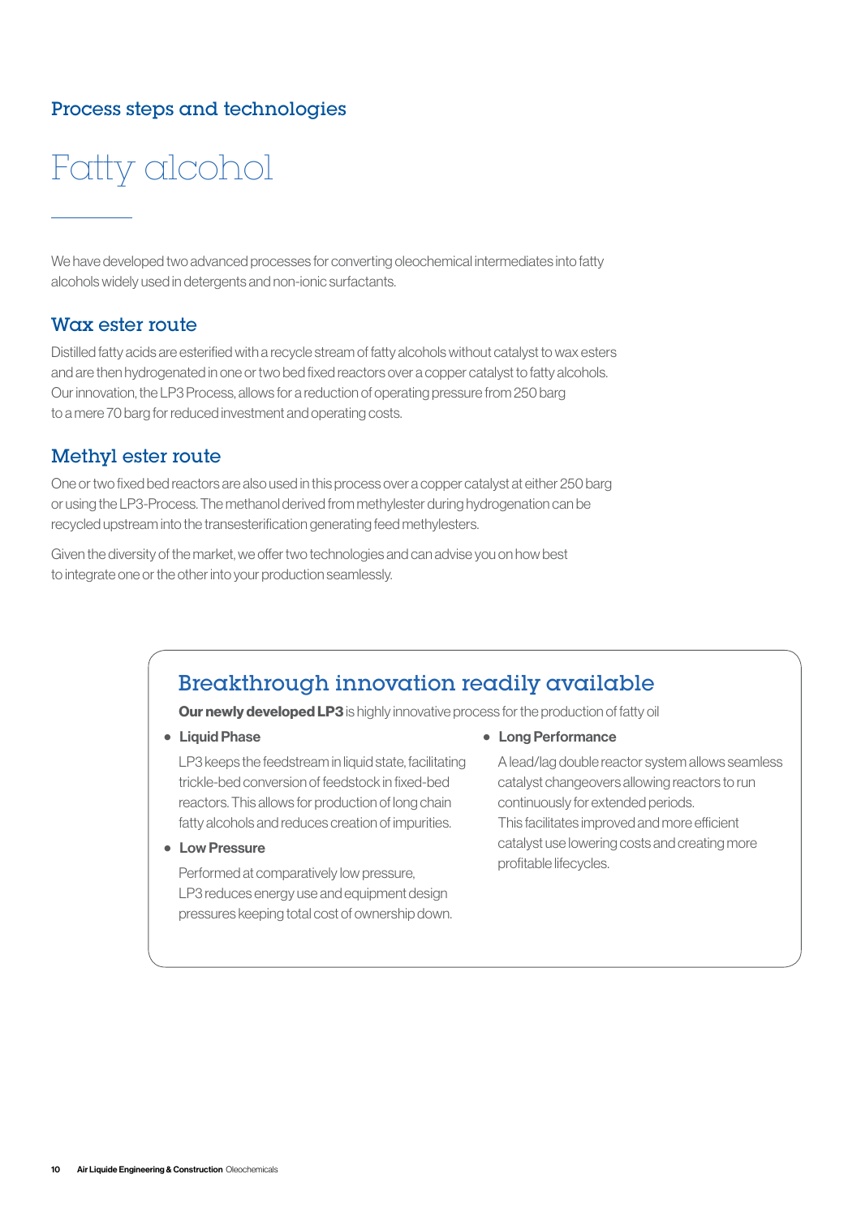## Process steps and technologies

# Fatty alcohol

We have developed two advanced processes for converting oleochemical intermediates into fatty alcohols widely used in detergents and non-ionic surfactants.

### Wax ester route

Distilled fatty acids are esterified with a recycle stream of fatty alcohols without catalyst to wax esters and are then hydrogenated in one or two bed fixed reactors over a copper catalyst to fatty alcohols. Our innovation, the LP3 Process, allows for a reduction of operating pressure from 250 barg to a mere 70 barg for reduced investment and operating costs.

### Methyl ester route

One or two fixed bed reactors are also used in this process over a copper catalyst at either 250 barg or using the LP3-Process. The methanol derived from methylester during hydrogenation can be recycled upstream into the transesterification generating feed methylesters.

Given the diversity of the market, we offer two technologies and can advise you on how best to integrate one or the other into your production seamlessly.

### Breakthrough innovation readily available

**Our newly developed LP3** is highly innovative process for the production of fatty oil

- **Liquid Phase**

  LP3 keeps the feedstream in liquid state, facilitating trickle-bed conversion of feedstock in fixed-bed reactors. This allows for production of long chain fatty alcohols and reduces creation of impurities.

- **Low Pressure**

  Performed at comparatively low pressure, LP3 reduces energy use and equipment design pressures keeping total cost of ownership down.

- **Long Performance**

  A lead/lag double reactor system allows seamless catalyst changeovers allowing reactors to run continuously for extended periods. This facilitates improved and more efficient catalyst use lowering costs and creating more profitable lifecycles.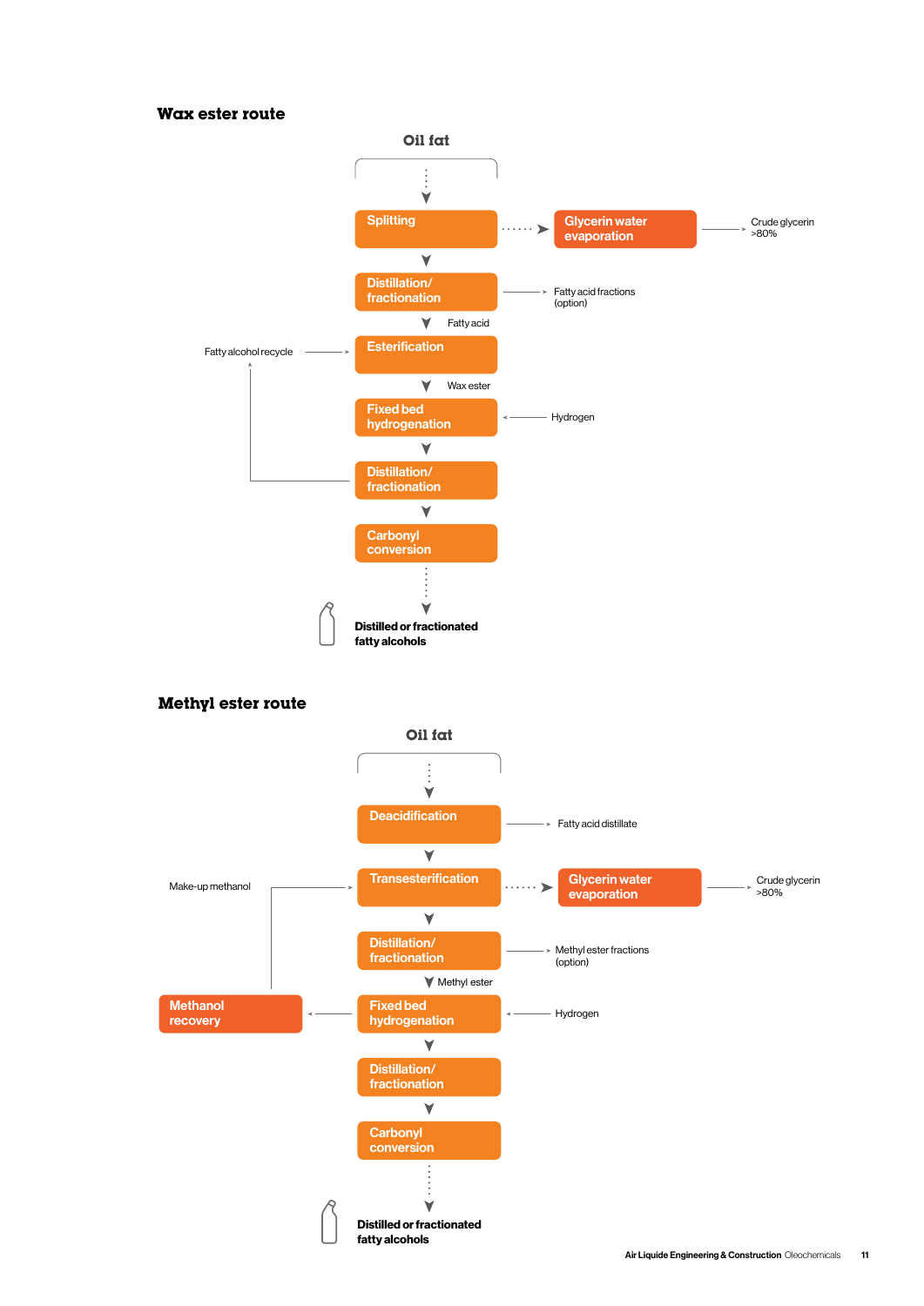## Wax ester route

Oil fat

- Splitting → Glycerin water evaporation → Crude glycerin >80%
- Distillation/fractionation → Fatty acid fractions (option)
- Fatty acid
- Esterification ← Fatty alcohol recycle
- Wax ester
- Fixed bed hydrogenation ← Hydrogen
- Distillation/fractionation → (Fatty alcohol recycle)
- Carbonyl conversion

Distilled or fractionated fatty alcohols

## Methyl ester route

Oil fat

- Deacidification → Fatty acid distillate
- Transesterification ← Make-up methanol
- Transesterification → Glycerin water evaporation → Crude glycerin >80%
- Distillation/fractionation → Methyl ester fractions (option)
- Methyl ester
- Fixed bed hydrogenation ← Hydrogen
- Fixed bed hydrogenation → Methanol recovery → (Make-up methanol)
- Distillation/fractionation
- Carbonyl conversion

Distilled or fractionated fatty alcohols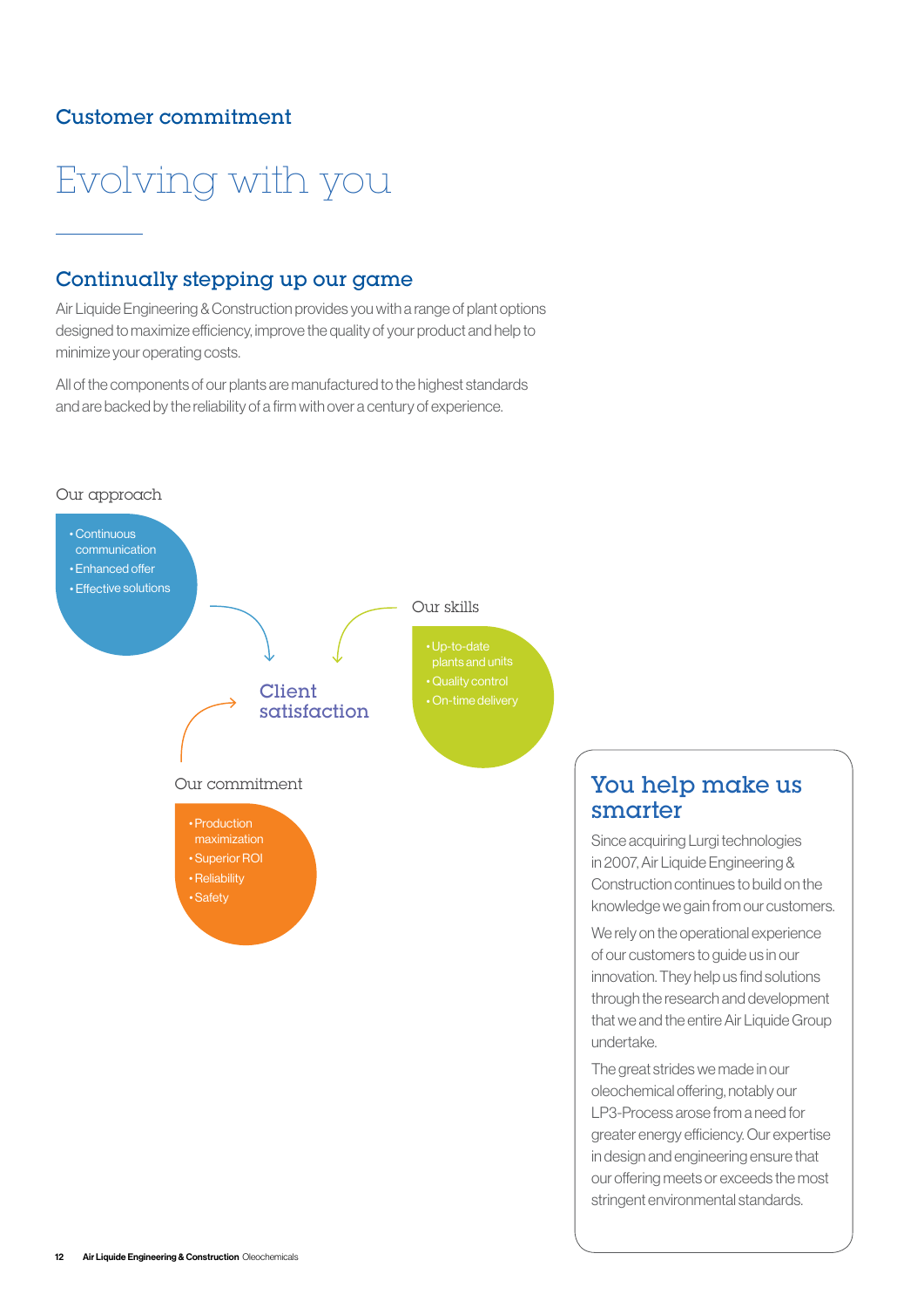## Customer commitment

# Evolving with you

## Continually stepping up our game

Air Liquide Engineering & Construction provides you with a range of plant options designed to maximize efficiency, improve the quality of your product and help to minimize your operating costs.

All of the components of our plants are manufactured to the highest standards and are backed by the reliability of a firm with over a century of experience.

### Our approach

- Continuous communication
- Enhanced offer
- Effective solutions

### Our skills

- Up-to-date plants and units
- Quality control
- On-time delivery

### Client satisfaction

### Our commitment

- Production maximization
- Superior ROI
- Reliability
- Safety

## You help make us smarter

Since acquiring Lurgi technologies in 2007, Air Liquide Engineering & Construction continues to build on the knowledge we gain from our customers.

We rely on the operational experience of our customers to guide us in our innovation. They help us find solutions through the research and development that we and the entire Air Liquide Group undertake.

The great strides we made in our oleochemical offering, notably our LP3-Process arose from a need for greater energy efficiency. Our expertise in design and engineering ensure that our offering meets or exceeds the most stringent environmental standards.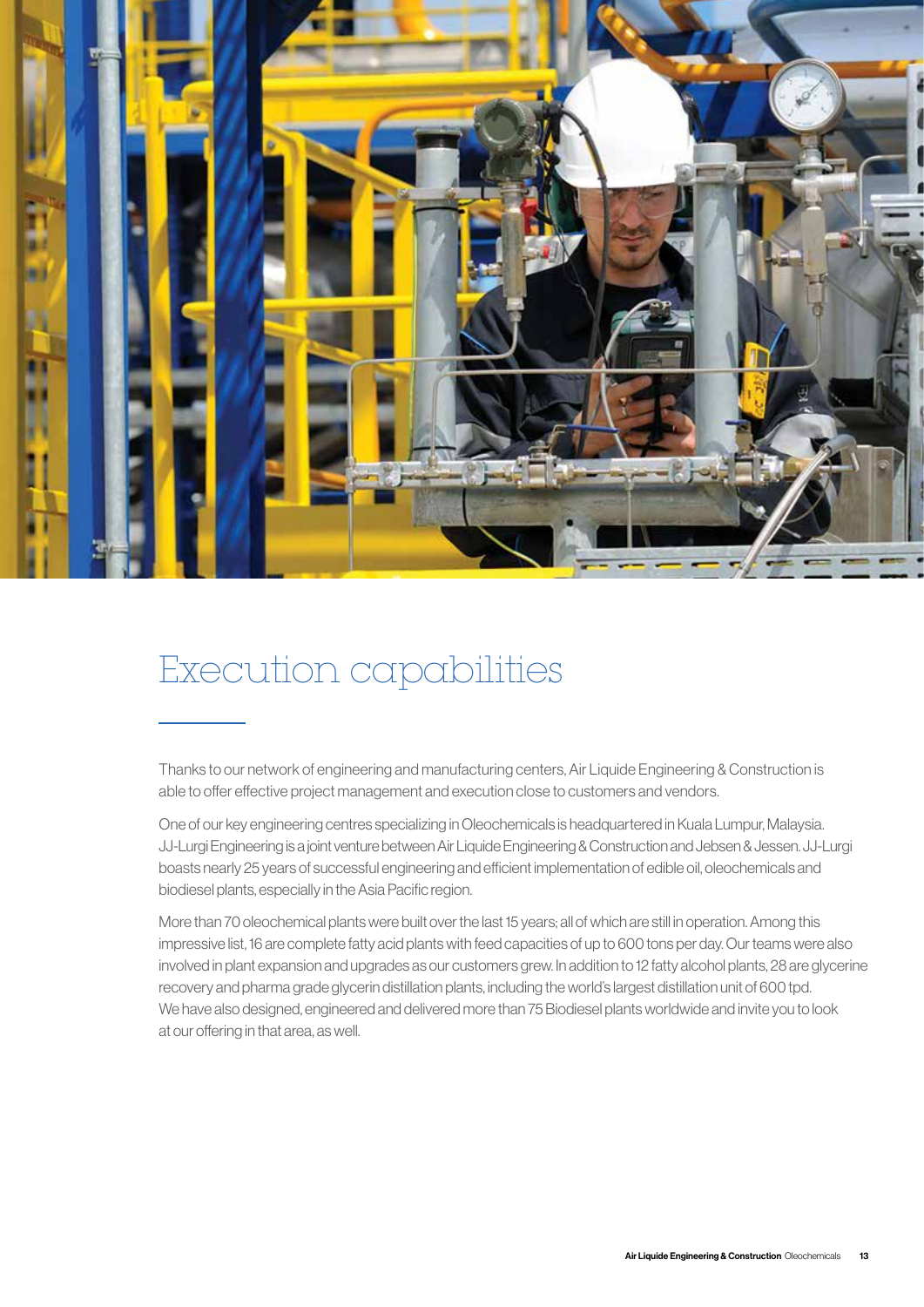# Execution capabilities

Thanks to our network of engineering and manufacturing centers, Air Liquide Engineering & Construction is able to offer effective project management and execution close to customers and vendors.

One of our key engineering centres specializing in Oleochemicals is headquartered in Kuala Lumpur, Malaysia. JJ-Lurgi Engineering is a joint venture between Air Liquide Engineering & Construction and Jebsen & Jessen. JJ-Lurgi boasts nearly 25 years of successful engineering and efficient implementation of edible oil, oleochemicals and biodiesel plants, especially in the Asia Pacific region.

More than 70 oleochemical plants were built over the last 15 years; all of which are still in operation. Among this impressive list, 16 are complete fatty acid plants with feed capacities of up to 600 tons per day. Our teams were also involved in plant expansion and upgrades as our customers grew. In addition to 12 fatty alcohol plants, 28 are glycerine recovery and pharma grade glycerin distillation plants, including the world's largest distillation unit of 600 tpd. We have also designed, engineered and delivered more than 75 Biodiesel plants worldwide and invite you to look at our offering in that area, as well.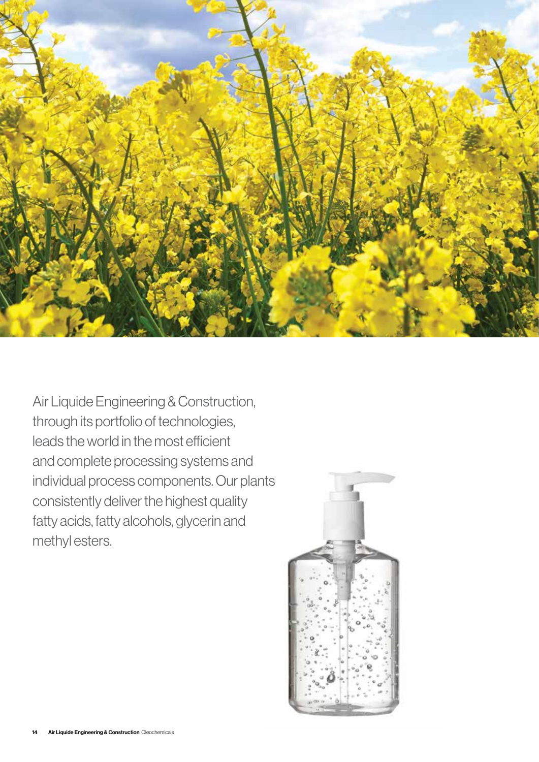Air Liquide Engineering & Construction, through its portfolio of technologies, leads the world in the most efficient and complete processing systems and individual process components. Our plants consistently deliver the highest quality fatty acids, fatty alcohols, glycerin and methyl esters.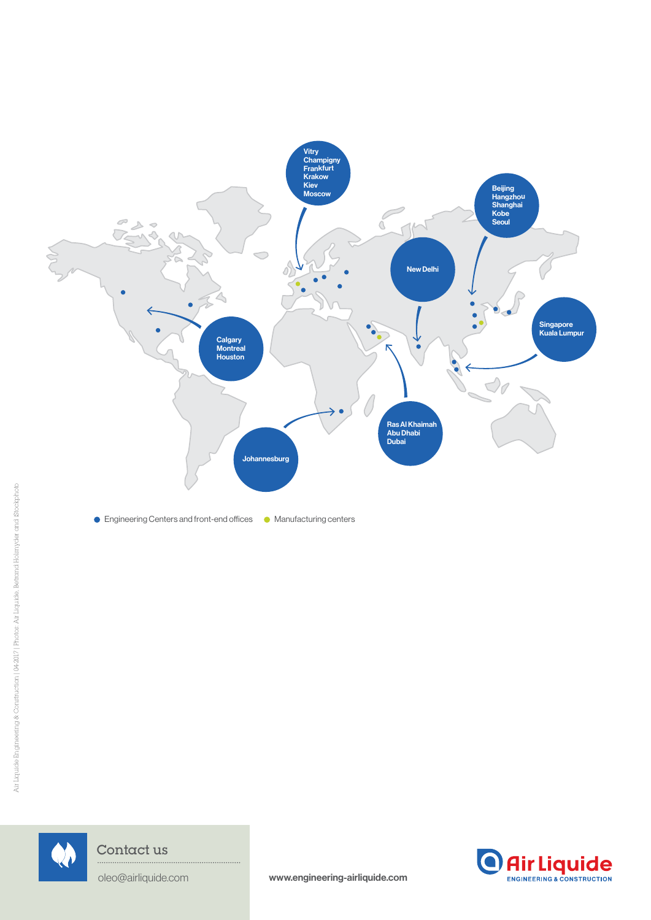Vitry
Champigny
Frankfurt
Krakow
Kiev
Moscow

Beijing
Hangzhou
Shanghai
Kobe
Seoul

New Delhi

Singapore
Kuala Lumpur

Calgary
Montreal
Houston

Ras Al Khaimah
Abu Dhabi
Dubai

Johannesburg

● Engineering Centers and front-end offices ● Manufacturing centers

Air Liquide Engineering & Construction | 04-2017 | Photos: Air Liquide, Bertrand Holsnyder and iStockphoto

Contact us

oleo@airliquide.com

www.engineering-airliquide.com

Air Liquide
ENGINEERING & CONSTRUCTION